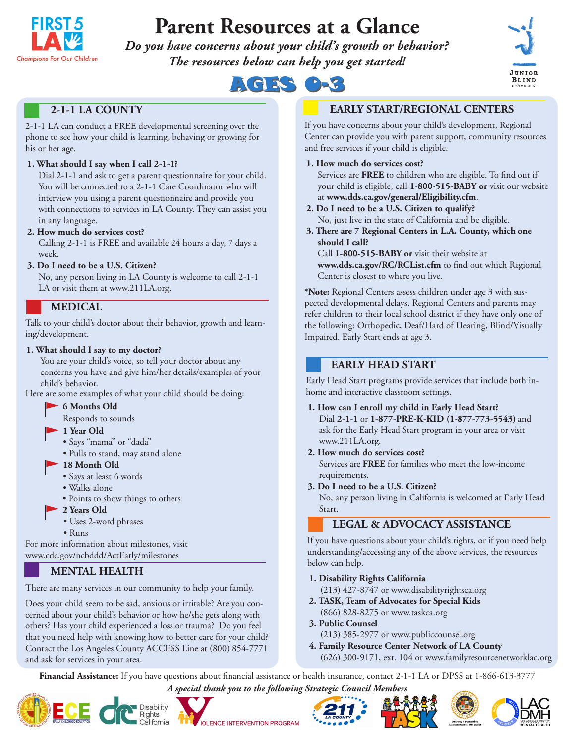# Parent Resources at a Glance

***Do you have concerns about your child's growth or behavior?***
***The resources below can help you get started!***

## AGES 0-3

## 2-1-1 LA COUNTY

2-1-1 LA can conduct a FREE developmental screening over the phone to see how your child is learning, behaving or growing for his or her age.

1. **What should I say when I call 2-1-1?**
   Dial 2-1-1 and ask to get a parent questionnaire for your child. You will be connected to a 2-1-1 Care Coordinator who will interview you using a parent questionnaire and provide you with connections to services in LA County. They can assist you in any language.
2. **How much do services cost?**
   Calling 2-1-1 is FREE and available 24 hours a day, 7 days a week.
3. **Do I need to be a U.S. Citizen?**
   No, any person living in LA County is welcome to call 2-1-1 LA or visit them at www.211LA.org.

## MEDICAL

Talk to your child's doctor about their behavior, growth and learning/development.

1. **What should I say to my doctor?**
   You are your child's voice, so tell your doctor about any concerns you have and give him/her details/examples of your child's behavior.

Here are some examples of what your child should be doing:

- **6 Months Old**
  Responds to sounds
- **1 Year Old**
  - Says "mama" or "dada"
  - Pulls to stand, may stand alone
- **18 Month Old**
  - Says at least 6 words
  - Walks alone
  - Points to show things to others
- **2 Years Old**
  - Uses 2-word phrases
  - Runs

For more information about milestones, visit www.cdc.gov/ncbddd/ActEarly/milestones

## MENTAL HEALTH

There are many services in our community to help your family.

Does your child seem to be sad, anxious or irritable? Are you concerned about your child's behavior or how he/she gets along with others? Has your child experienced a loss or trauma? Do you feel that you need help with knowing how to better care for your child? Contact the Los Angeles County ACCESS Line at (800) 854-7771 and ask for services in your area.

## EARLY START/REGIONAL CENTERS

If you have concerns about your child's development, Regional Center can provide you with parent support, community resources and free services if your child is eligible.

1. **How much do services cost?**
   Services are **FREE** to children who are eligible. To find out if your child is eligible, call **1-800-515-BABY or** visit our website at **www.dds.ca.gov/general/Eligibility.cfm**.
2. **Do I need to be a U.S. Citizen to qualify?**
   No, just live in the state of California and be eligible.
3. **There are 7 Regional Centers in L.A. County, which one should I call?**
   Call **1-800-515-BABY or** visit their website at **www.dds.ca.gov/RC/RCList.cfm** to find out which Regional Center is closest to where you live.

***Note:** Regional Centers assess children under age 3 with suspected developmental delays. Regional Centers and parents may refer children to their local school district if they have only one of the following: Orthopedic, Deaf/Hard of Hearing, Blind/Visually Impaired. Early Start ends at age 3.

## EARLY HEAD START

Early Head Start programs provide services that include both in-home and interactive classroom settings.

1. **How can I enroll my child in Early Head Start?**
   Dial **2-1-1** or **1-877-PRE-K-KID (1-877-773-5543)** and ask for the Early Head Start program in your area or visit www.211LA.org.
2. **How much do services cost?**
   Services are **FREE** for families who meet the low-income requirements.
3. **Do I need to be a U.S. Citizen?**
   No, any person living in California is welcomed at Early Head Start.

## LEGAL & ADVOCACY ASSISTANCE

If you have questions about your child's rights, or if you need help understanding/accessing any of the above services, the resources below can help.

1. **Disability Rights California**
   (213) 427-8747 or www.disabilityrightsca.org
2. **TASK, Team of Advocates for Special Kids**
   (866) 828-8275 or www.taskca.org
3. **Public Counsel**
   (213) 385-2977 or www.publiccounsel.org
4. **Family Resource Center Network of LA County**
   (626) 300-9171, ext. 104 or www.familyresourcenetworklac.org

**Financial Assistance:** If you have questions about financial assistance or health insurance, contact 2-1-1 LA or DPSS at 1-866-613-3777

*A special thank you to the following Strategic Council Members*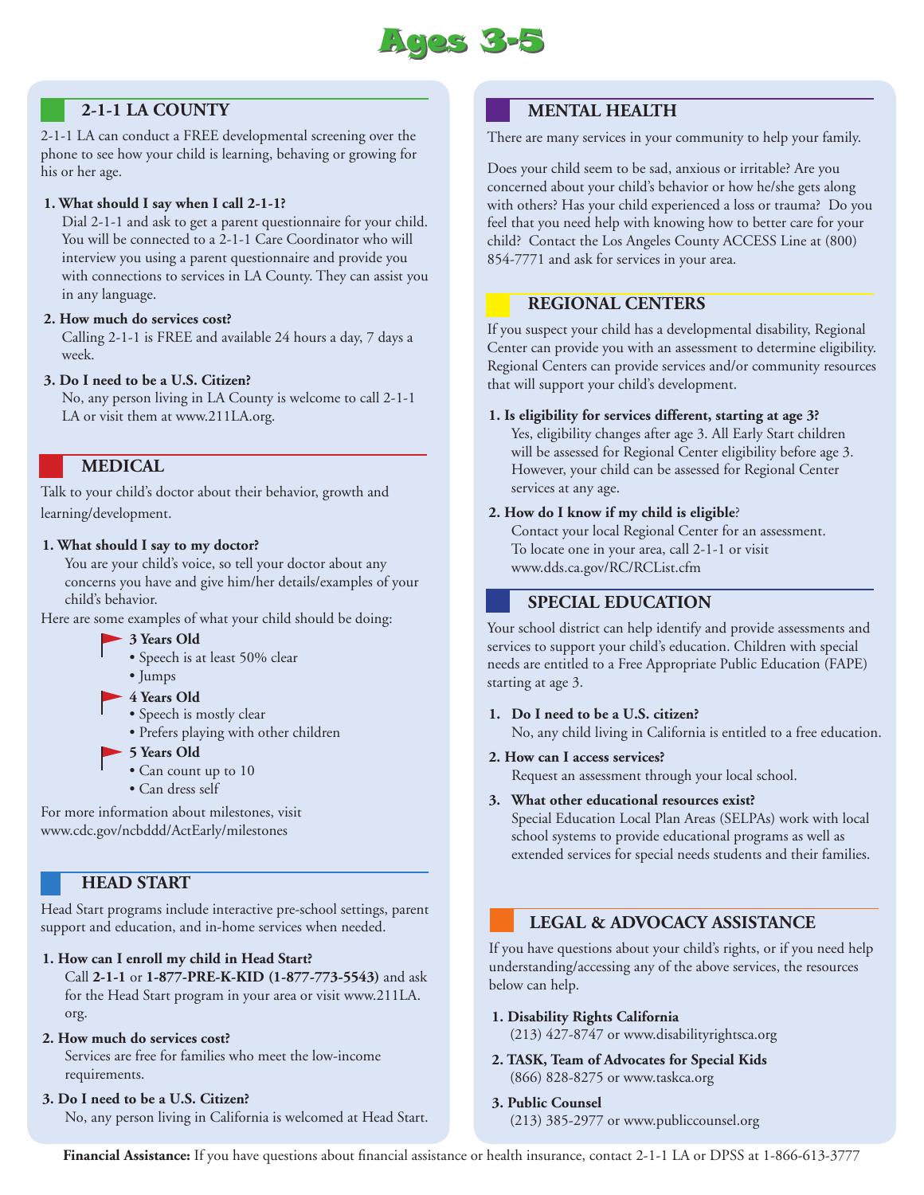# Ages 3-5

## 2-1-1 LA COUNTY

2-1-1 LA can conduct a FREE developmental screening over the phone to see how your child is learning, behaving or growing for his or her age.

1. **What should I say when I call 2-1-1?**
   Dial 2-1-1 and ask to get a parent questionnaire for your child. You will be connected to a 2-1-1 Care Coordinator who will interview you using a parent questionnaire and provide you with connections to services in LA County. They can assist you in any language.
2. **How much do services cost?**
   Calling 2-1-1 is FREE and available 24 hours a day, 7 days a week.
3. **Do I need to be a U.S. Citizen?**
   No, any person living in LA County is welcome to call 2-1-1 LA or visit them at www.211LA.org.

## MEDICAL

Talk to your child's doctor about their behavior, growth and learning/development.

1. **What should I say to my doctor?**
   You are your child's voice, so tell your doctor about any concerns you have and give him/her details/examples of your child's behavior.

Here are some examples of what your child should be doing:

- **3 Years Old**
  - Speech is at least 50% clear
  - Jumps
- **4 Years Old**
  - Speech is mostly clear
  - Prefers playing with other children
- **5 Years Old**
  - Can count up to 10
  - Can dress self

For more information about milestones, visit www.cdc.gov/ncbddd/ActEarly/milestones

## HEAD START

Head Start programs include interactive pre-school settings, parent support and education, and in-home services when needed.

1. **How can I enroll my child in Head Start?**
   Call **2-1-1** or **1-877-PRE-K-KID (1-877-773-5543)** and ask for the Head Start program in your area or visit www.211LA.org.
2. **How much do services cost?**
   Services are free for families who meet the low-income requirements.
3. **Do I need to be a U.S. Citizen?**
   No, any person living in California is welcomed at Head Start.

## MENTAL HEALTH

There are many services in your community to help your family.

Does your child seem to be sad, anxious or irritable? Are you concerned about your child's behavior or how he/she gets along with others? Has your child experienced a loss or trauma? Do you feel that you need help with knowing how to better care for your child? Contact the Los Angeles County ACCESS Line at (800) 854-7771 and ask for services in your area.

## REGIONAL CENTERS

If you suspect your child has a developmental disability, Regional Center can provide you with an assessment to determine eligibility. Regional Centers can provide services and/or community resources that will support your child's development.

1. **Is eligibility for services different, starting at age 3?**
   Yes, eligibility changes after age 3. All Early Start children will be assessed for Regional Center eligibility before age 3. However, your child can be assessed for Regional Center services at any age.
2. **How do I know if my child is eligible?**
   Contact your local Regional Center for an assessment. To locate one in your area, call 2-1-1 or visit www.dds.ca.gov/RC/RCList.cfm

## SPECIAL EDUCATION

Your school district can help identify and provide assessments and services to support your child's education. Children with special needs are entitled to a Free Appropriate Public Education (FAPE) starting at age 3.

1. **Do I need to be a U.S. citizen?**
   No, any child living in California is entitled to a free education.
2. **How can I access services?**
   Request an assessment through your local school.
3. **What other educational resources exist?**
   Special Education Local Plan Areas (SELPAs) work with local school systems to provide educational programs as well as extended services for special needs students and their families.

## LEGAL & ADVOCACY ASSISTANCE

If you have questions about your child's rights, or if you need help understanding/accessing any of the above services, the resources below can help.

1. **Disability Rights California**
   (213) 427-8747 or www.disabilityrightsca.org
2. **TASK, Team of Advocates for Special Kids**
   (866) 828-8275 or www.taskca.org
3. **Public Counsel**
   (213) 385-2977 or www.publiccounsel.org

**Financial Assistance:** If you have questions about financial assistance or health insurance, contact 2-1-1 LA or DPSS at 1-866-613-3777